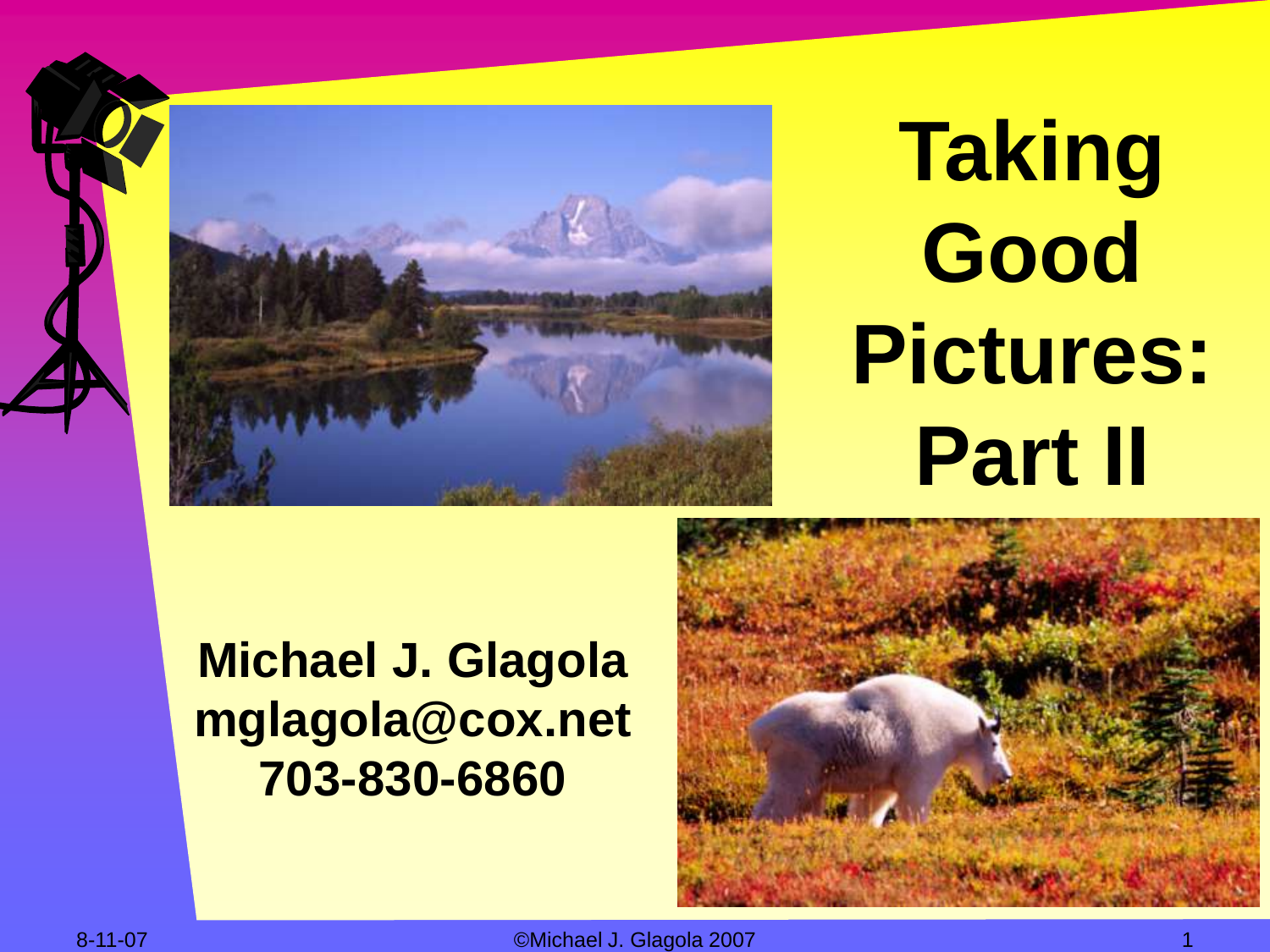# Taking Good Pictures: Part II

**Michael J. Glagola**
**mglagola@cox.net**
**703-830-6860**

©Michael J. Glagola 2007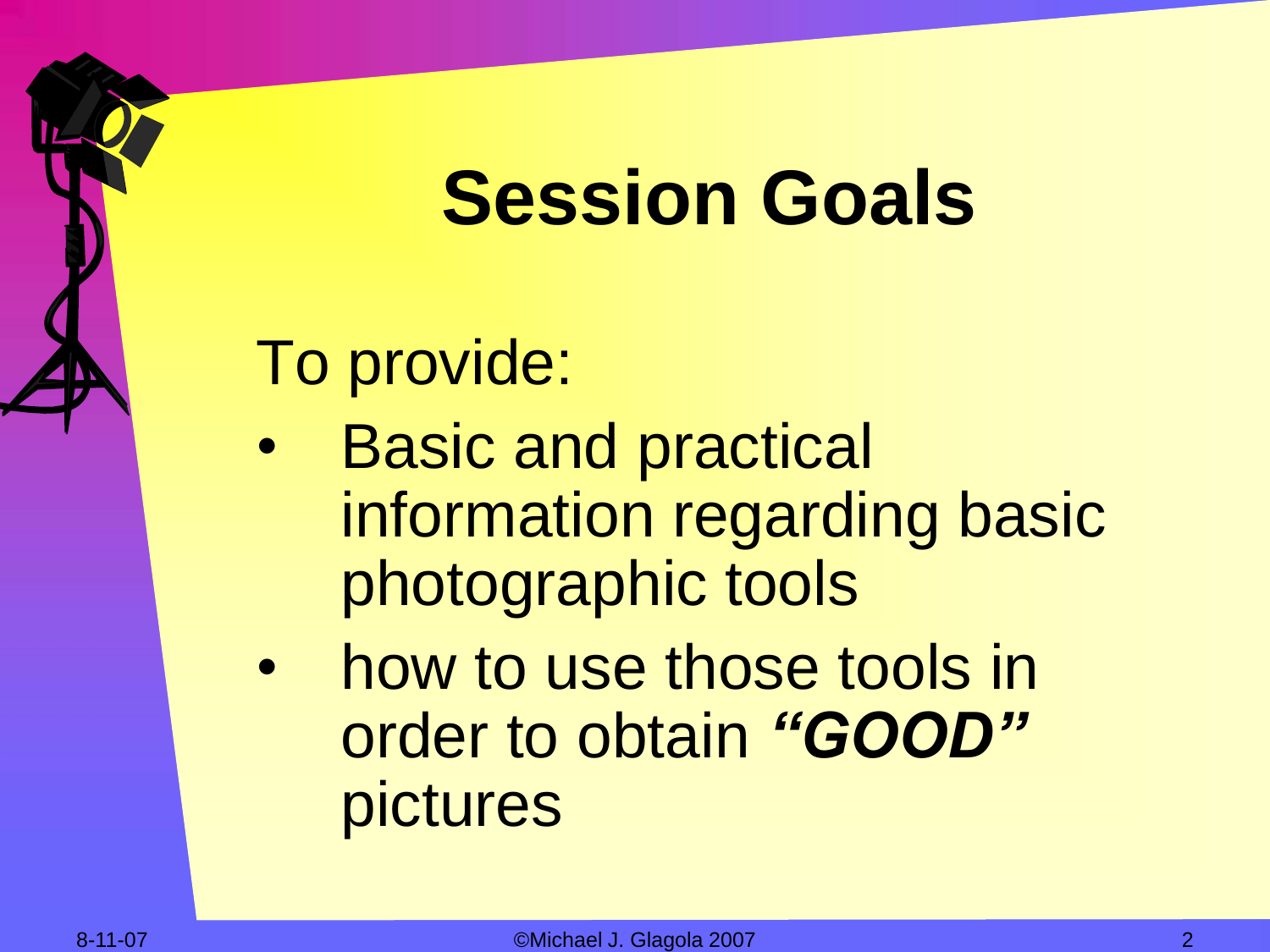# Session Goals

To provide:

- Basic and practical information regarding basic photographic tools
- how to use those tools in order to obtain ***"GOOD"*** pictures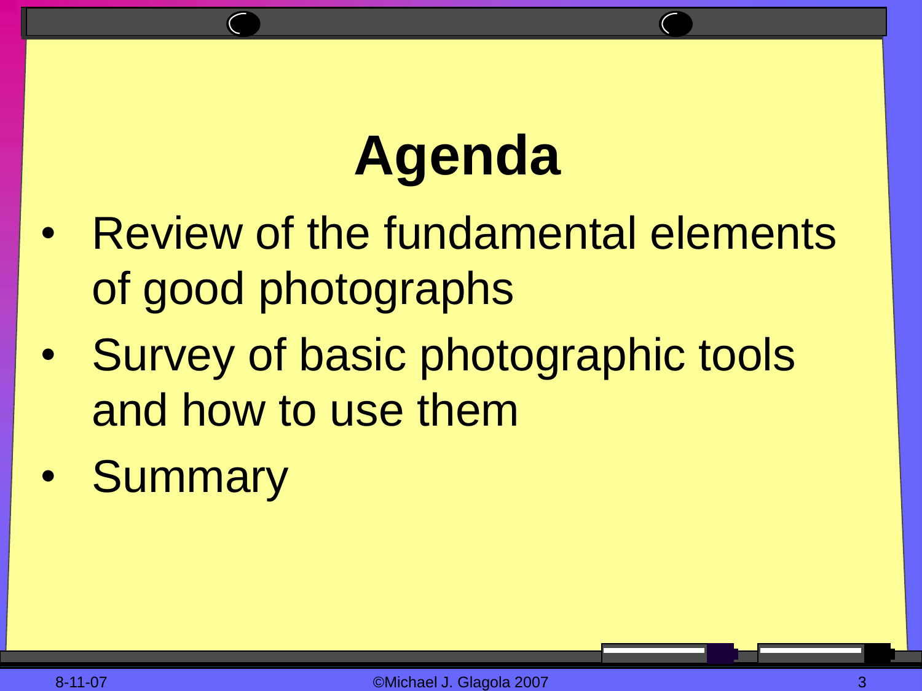# Agenda

- Review of the fundamental elements of good photographs
- Survey of basic photographic tools and how to use them
- Summary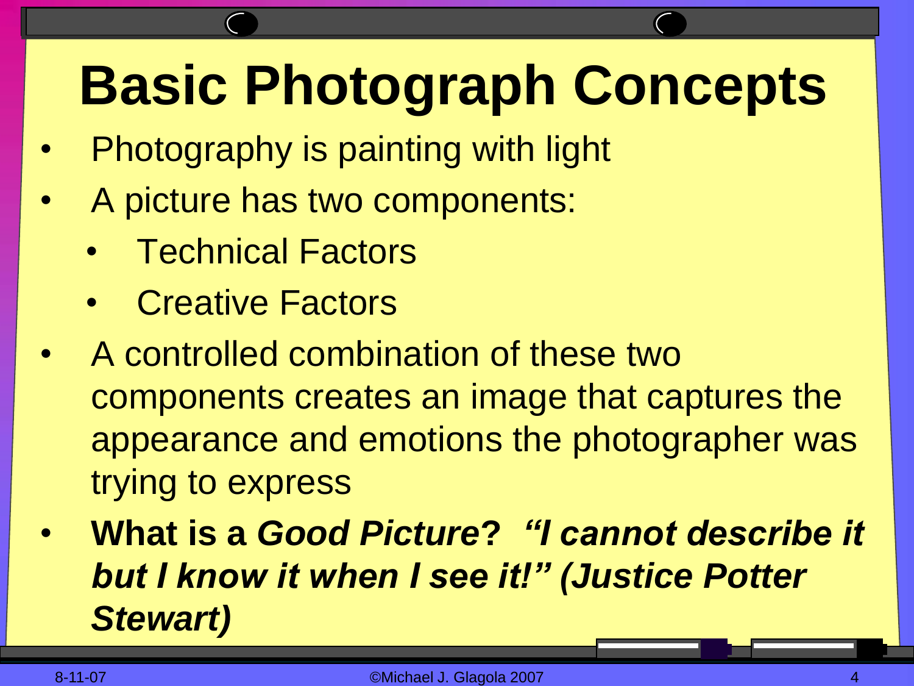# Basic Photograph Concepts

- Photography is painting with light
- A picture has two components:
  - Technical Factors
  - Creative Factors
- A controlled combination of these two components creates an image that captures the appearance and emotions the photographer was trying to express
- **What is a *Good Picture*? *"I cannot describe it but I know it when I see it!" (Justice Potter Stewart)***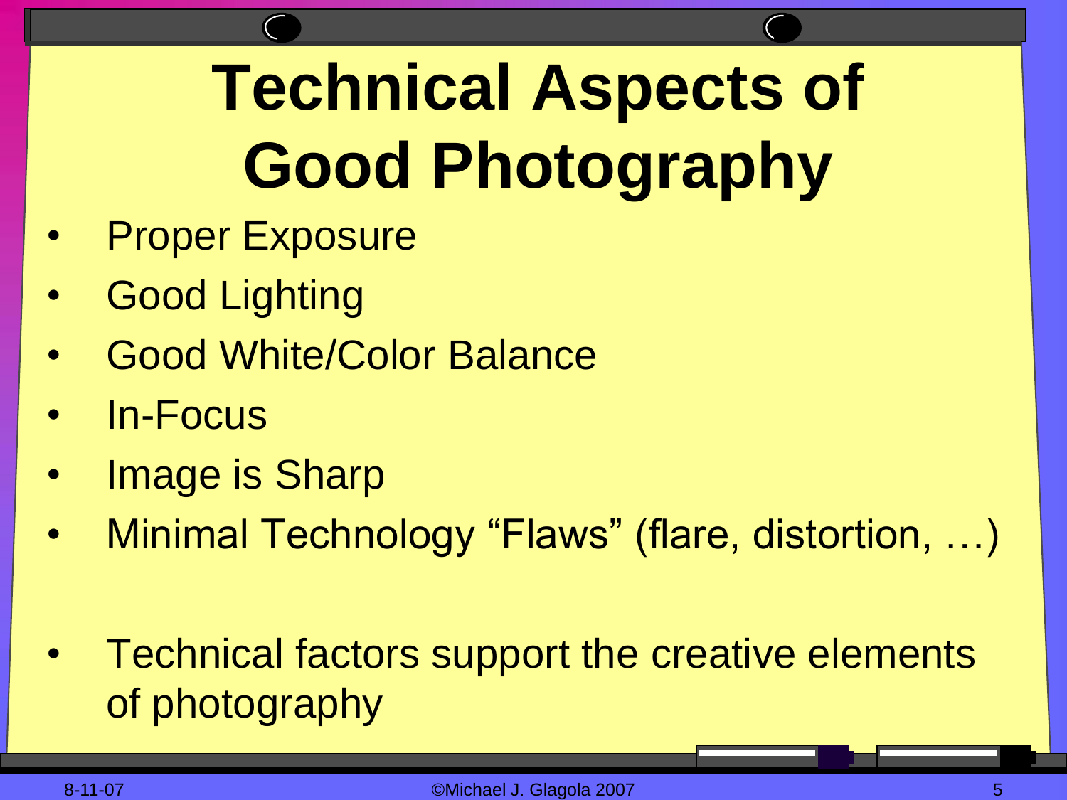# Technical Aspects of Good Photography

- Proper Exposure
- Good Lighting
- Good White/Color Balance
- In-Focus
- Image is Sharp
- Minimal Technology “Flaws” (flare, distortion, …)

- Technical factors support the creative elements of photography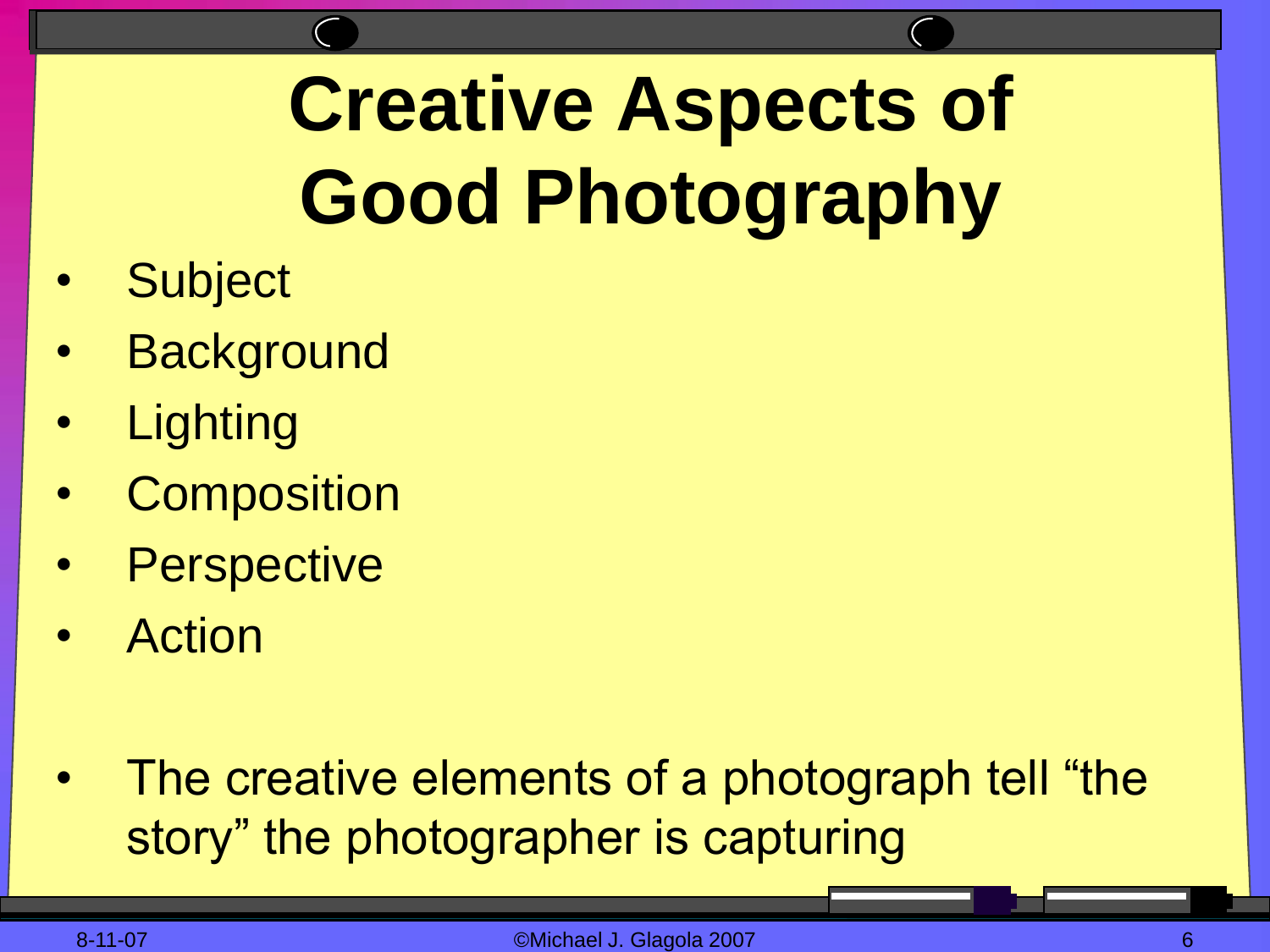# Creative Aspects of Good Photography

- Subject
- Background
- Lighting
- Composition
- Perspective
- Action

- The creative elements of a photograph tell “the story” the photographer is capturing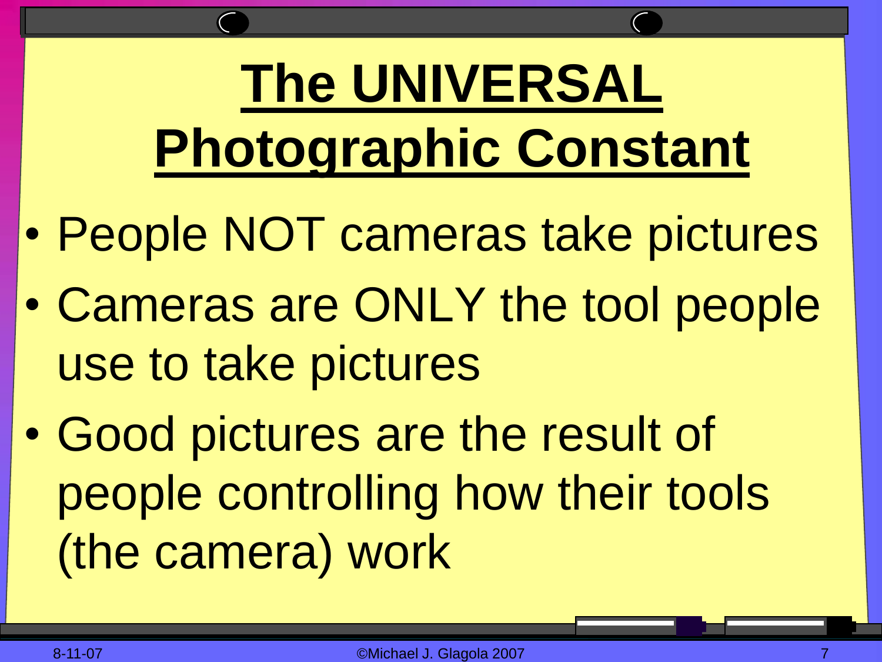# The UNIVERSAL Photographic Constant

- People NOT cameras take pictures
- Cameras are ONLY the tool people use to take pictures
- Good pictures are the result of people controlling how their tools (the camera) work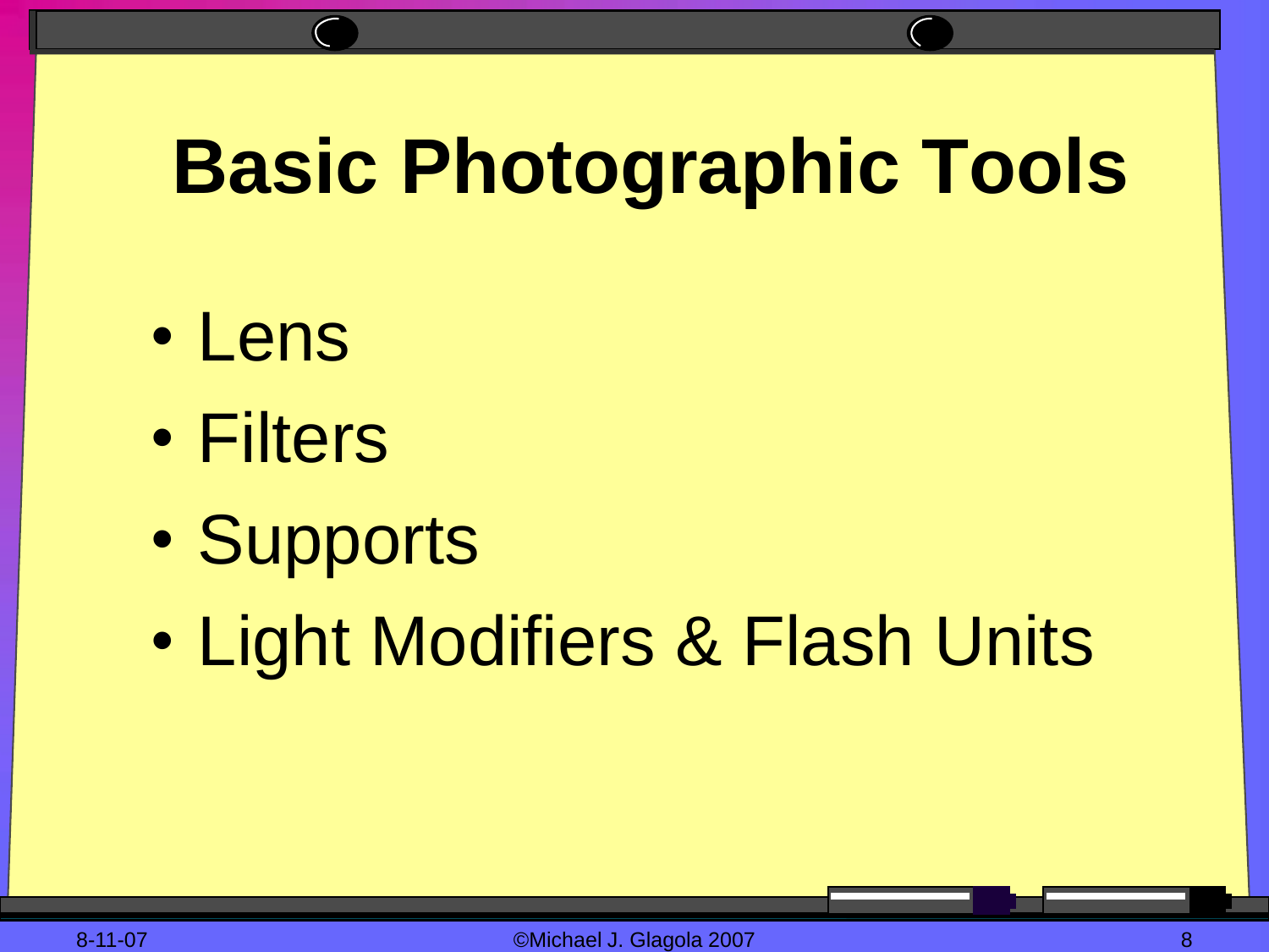# Basic Photographic Tools

- Lens
- Filters
- Supports
- Light Modifiers & Flash Units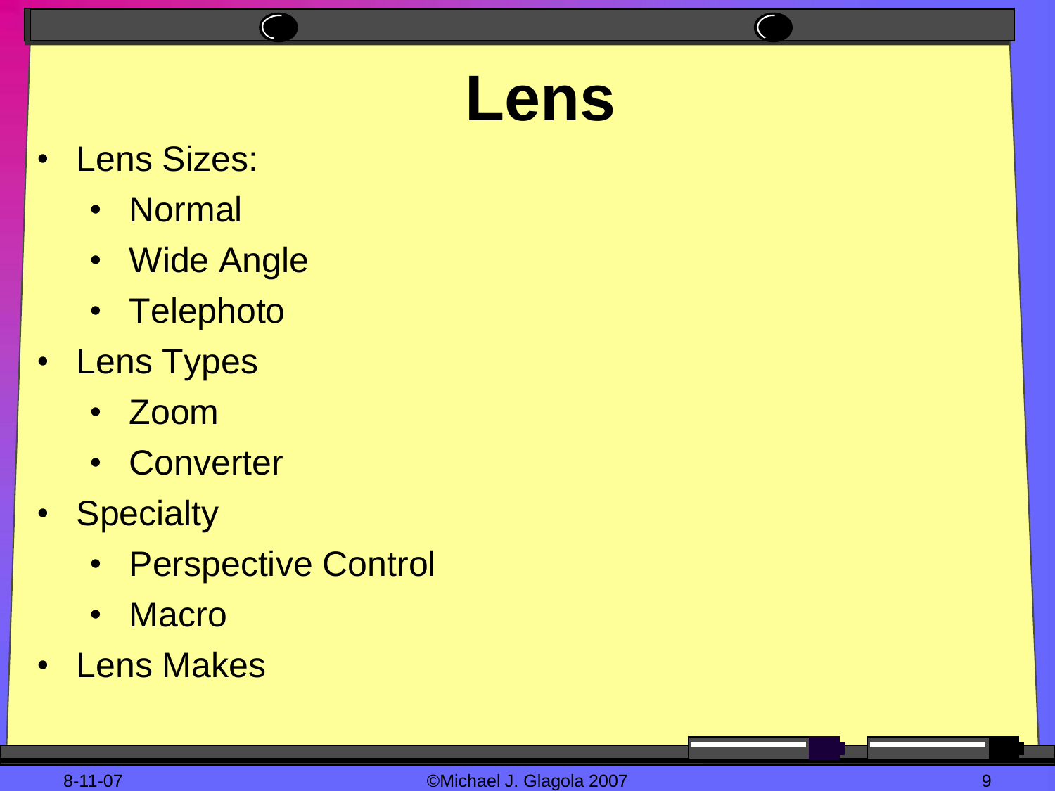# Lens

- Lens Sizes:
  - Normal
  - Wide Angle
  - Telephoto
- Lens Types
  - Zoom
  - Converter
- Specialty
  - Perspective Control
  - Macro
- Lens Makes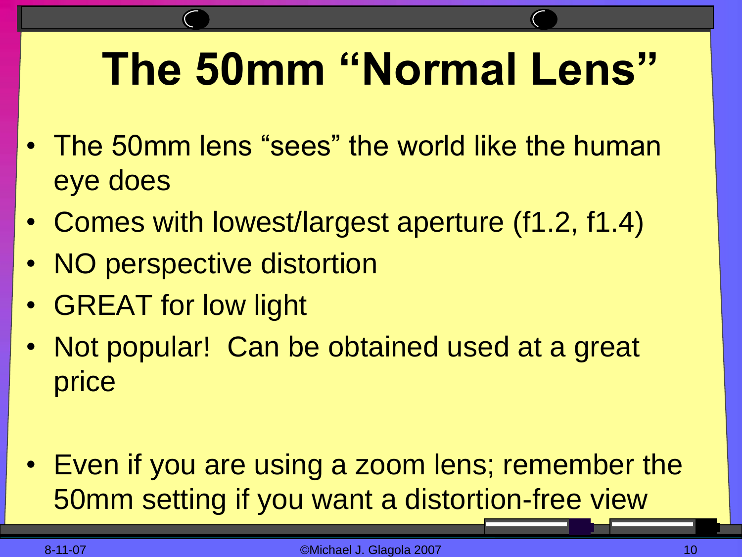# The 50mm "Normal Lens"

- The 50mm lens "sees" the world like the human eye does
- Comes with lowest/largest aperture (f1.2, f1.4)
- NO perspective distortion
- GREAT for low light
- Not popular! Can be obtained used at a great price

- Even if you are using a zoom lens; remember the 50mm setting if you want a distortion-free view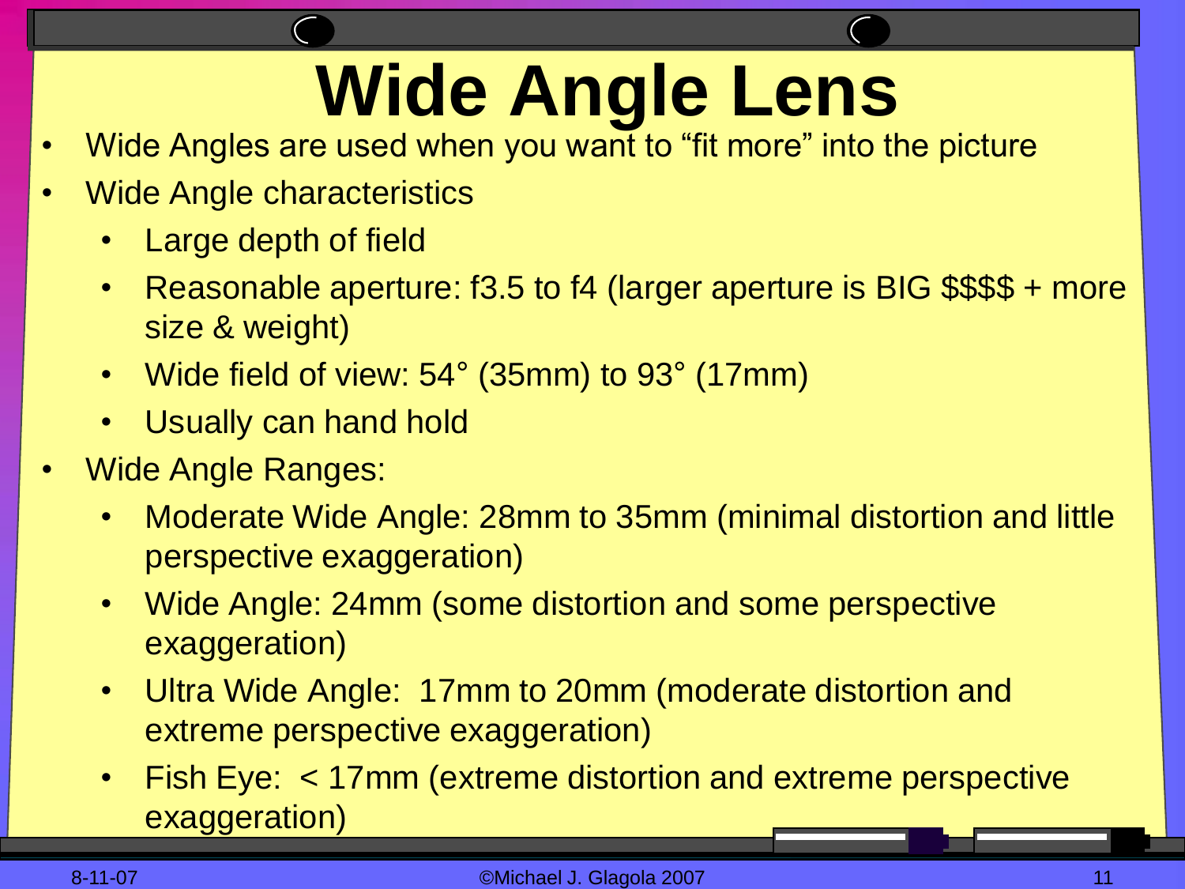# Wide Angle Lens

- Wide Angles are used when you want to “fit more” into the picture
- Wide Angle characteristics
  - Large depth of field
  - Reasonable aperture: f3.5 to f4 (larger aperture is BIG $$$$ + more size & weight)
  - Wide field of view: 54° (35mm) to 93° (17mm)
  - Usually can hand hold
- Wide Angle Ranges:
  - Moderate Wide Angle: 28mm to 35mm (minimal distortion and little perspective exaggeration)
  - Wide Angle: 24mm (some distortion and some perspective exaggeration)
  - Ultra Wide Angle: 17mm to 20mm (moderate distortion and extreme perspective exaggeration)
  - Fish Eye: < 17mm (extreme distortion and extreme perspective exaggeration)

8-11-07 ©Michael J. Glagola 2007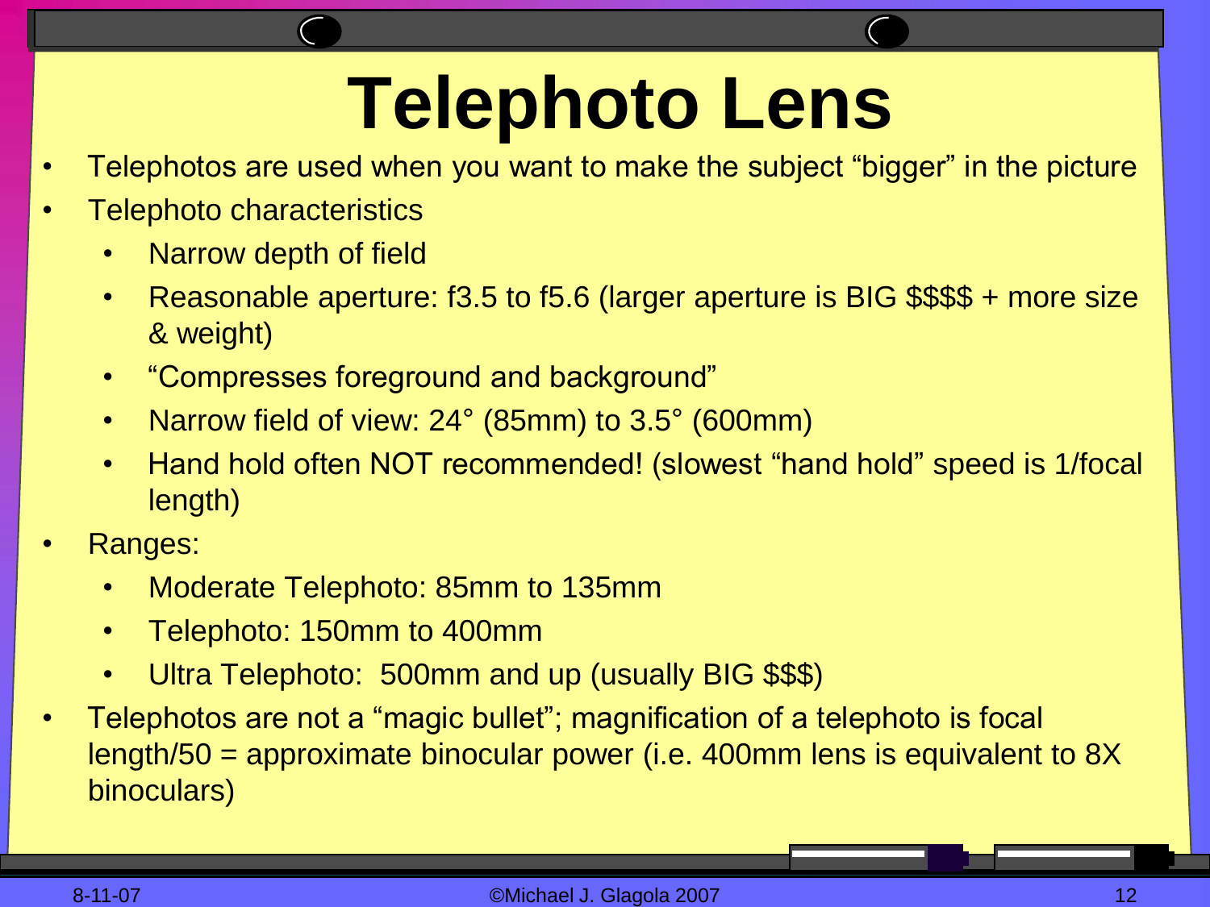# Telephoto Lens

- Telephotos are used when you want to make the subject “bigger” in the picture
- Telephoto characteristics
  - Narrow depth of field
  - Reasonable aperture: f3.5 to f5.6 (larger aperture is BIG $$$$ + more size & weight)
  - “Compresses foreground and background”
  - Narrow field of view: 24° (85mm) to 3.5° (600mm)
  - Hand hold often NOT recommended! (slowest “hand hold” speed is 1/focal length)
- Ranges:
  - Moderate Telephoto: 85mm to 135mm
  - Telephoto: 150mm to 400mm
  - Ultra Telephoto:  500mm and up (usually BIG $$$)
- Telephotos are not a “magic bullet”; magnification of a telephoto is focal length/50 = approximate binocular power (i.e. 400mm lens is equivalent to 8X binoculars)

8-11-07 ©Michael J. Glagola 2007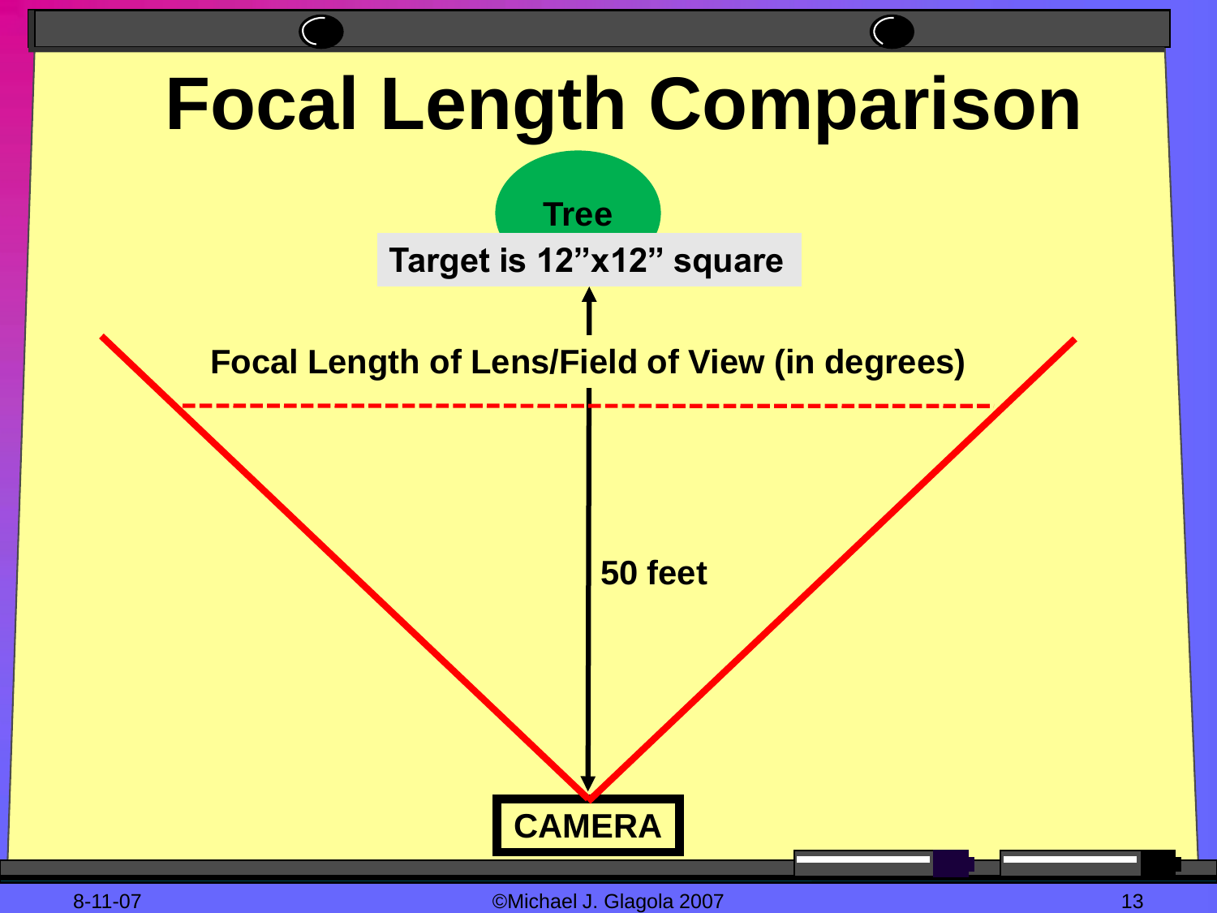# Focal Length Comparison

Tree

Target is 12"x12" square

Focal Length of Lens/Field of View (in degrees)

50 feet

CAMERA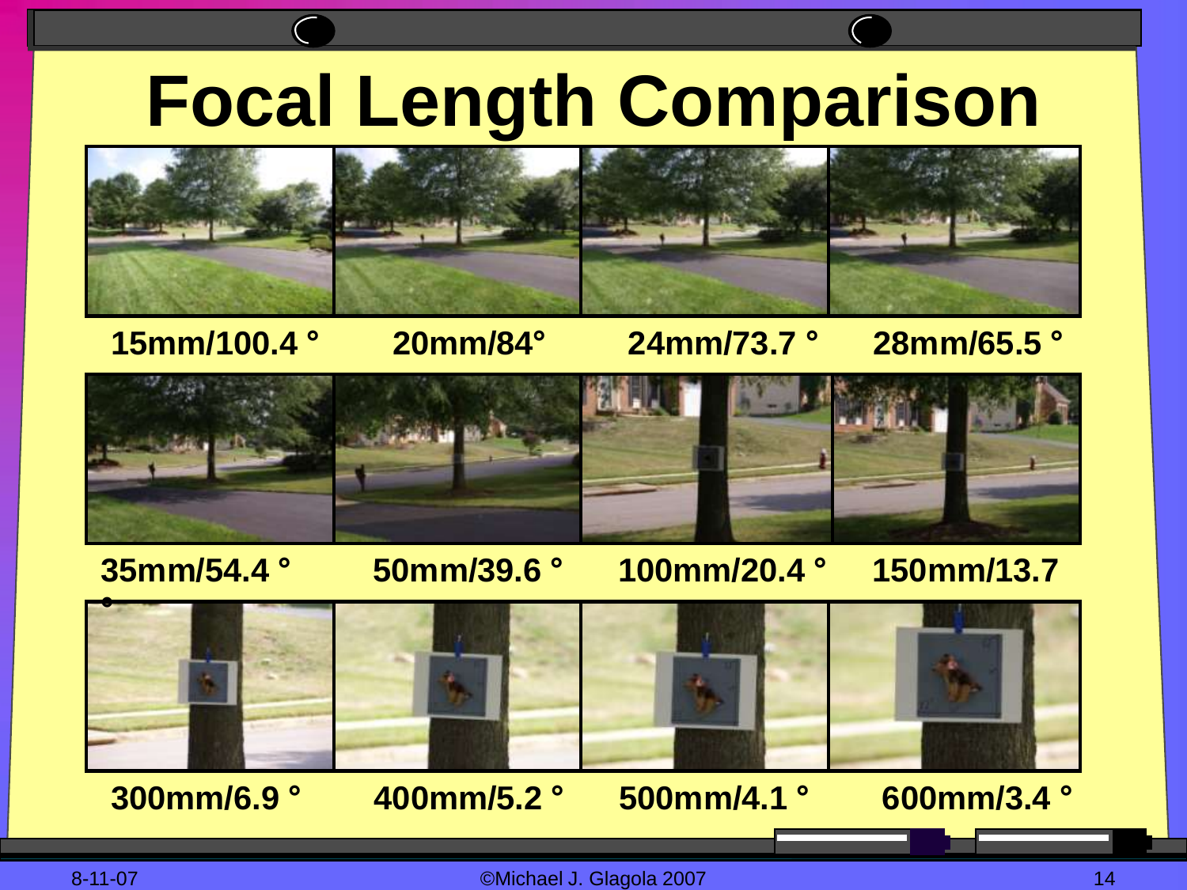# Focal Length Comparison

15mm/100.4 °

20mm/84°

24mm/73.7 °

28mm/65.5 °

35mm/54.4 °

50mm/39.6 °

100mm/20.4 °

150mm/13.7 °

300mm/6.9 °

400mm/5.2 °

500mm/4.1 °

600mm/3.4 °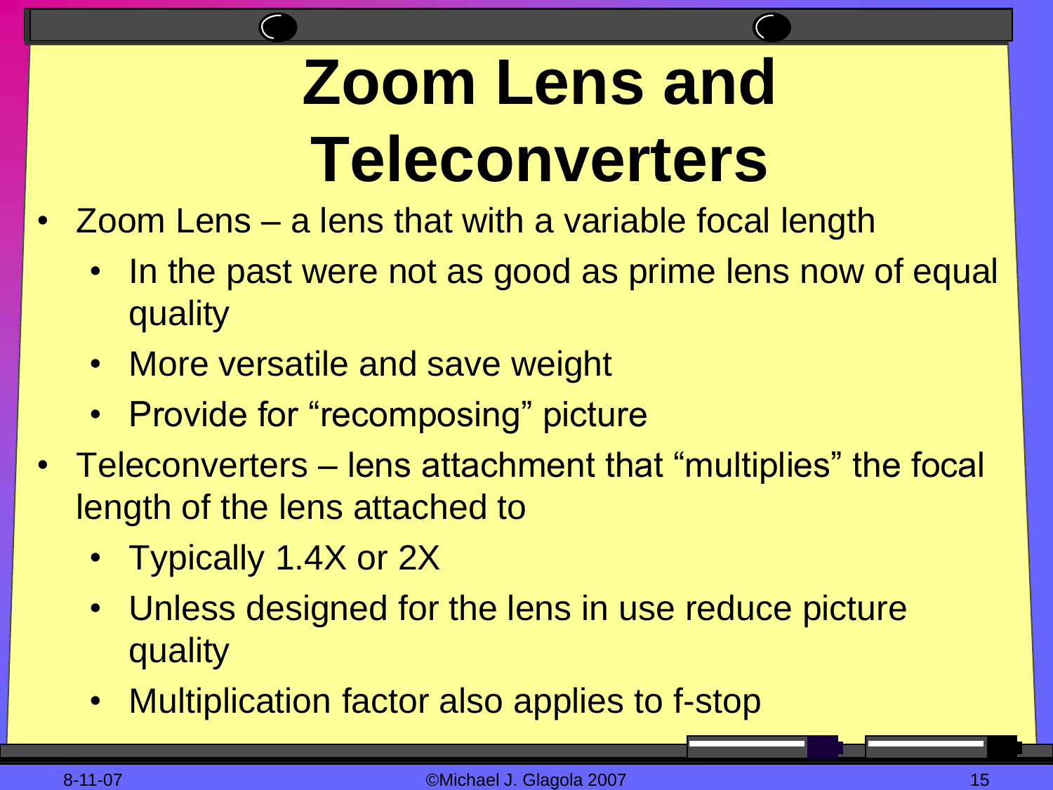# Zoom Lens and Teleconverters

- Zoom Lens – a lens that with a variable focal length
  - In the past were not as good as prime lens now of equal quality
  - More versatile and save weight
  - Provide for “recomposing” picture
- Teleconverters – lens attachment that “multiplies” the focal length of the lens attached to
  - Typically 1.4X or 2X
  - Unless designed for the lens in use reduce picture quality
  - Multiplication factor also applies to f-stop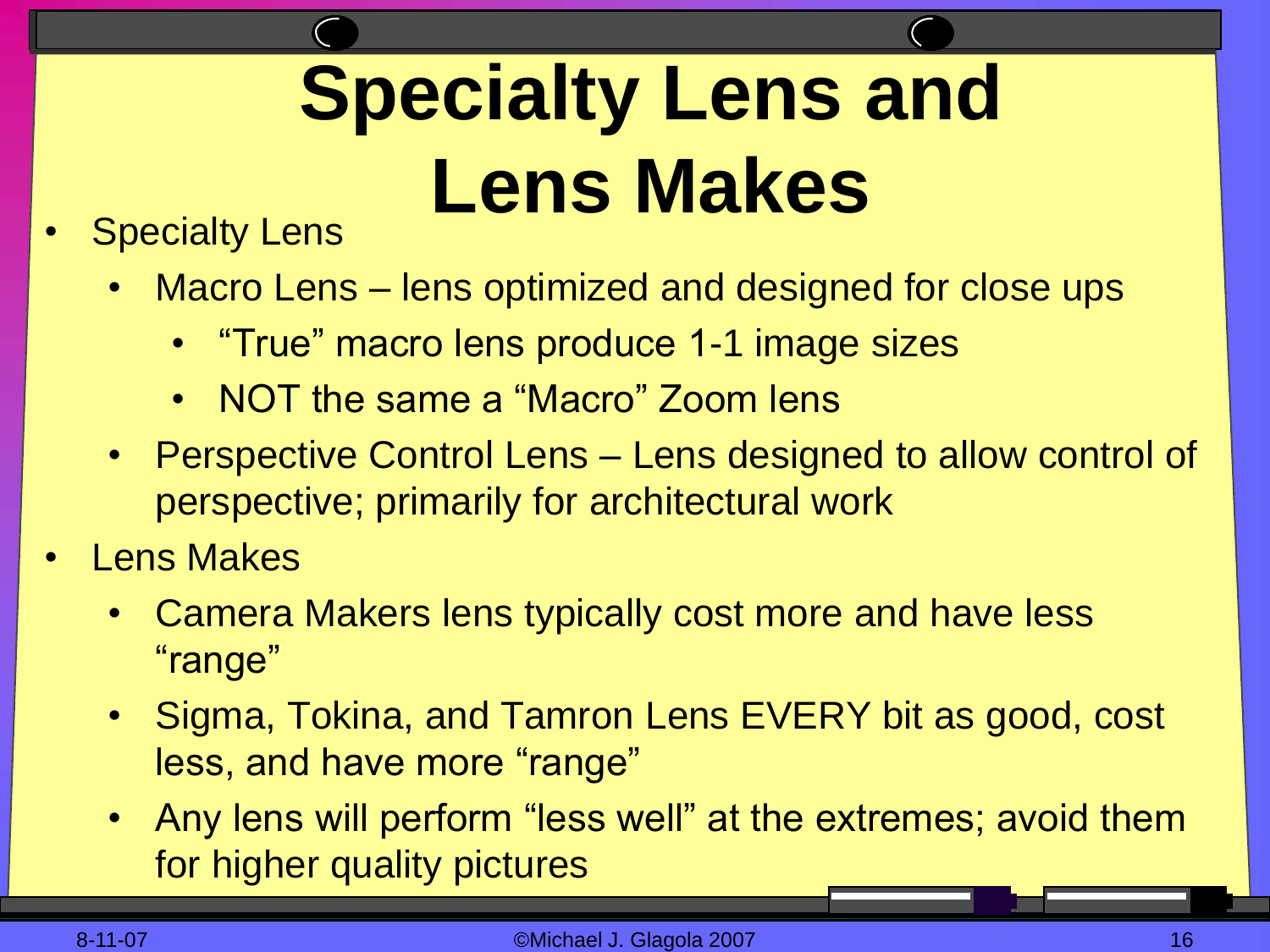# Specialty Lens and Lens Makes

- Specialty Lens
  - Macro Lens – lens optimized and designed for close ups
    - "True" macro lens produce 1-1 image sizes
    - NOT the same a "Macro" Zoom lens
  - Perspective Control Lens – Lens designed to allow control of perspective; primarily for architectural work
- Lens Makes
  - Camera Makers lens typically cost more and have less "range"
  - Sigma, Tokina, and Tamron Lens EVERY bit as good, cost less, and have more "range"
  - Any lens will perform "less well" at the extremes; avoid them for higher quality pictures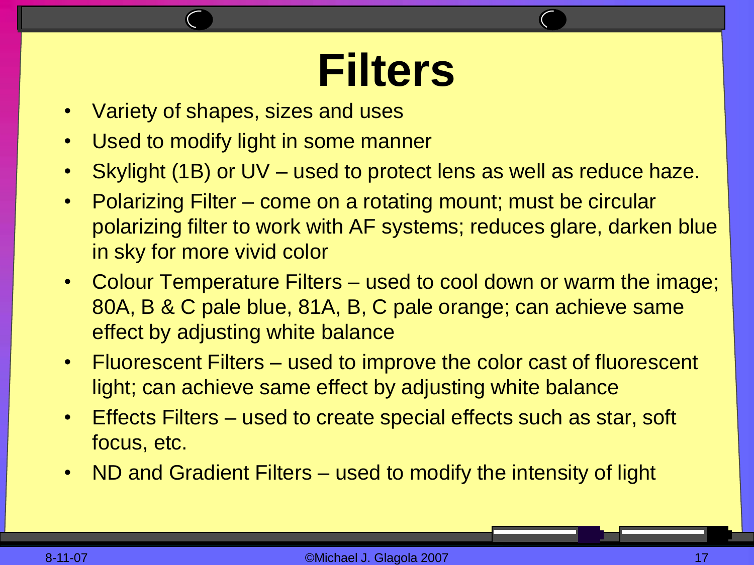# Filters

- Variety of shapes, sizes and uses
- Used to modify light in some manner
- Skylight (1B) or UV – used to protect lens as well as reduce haze.
- Polarizing Filter – come on a rotating mount; must be circular polarizing filter to work with AF systems; reduces glare, darken blue in sky for more vivid color
- Colour Temperature Filters – used to cool down or warm the image; 80A, B & C pale blue, 81A, B, C pale orange; can achieve same effect by adjusting white balance
- Fluorescent Filters – used to improve the color cast of fluorescent light; can achieve same effect by adjusting white balance
- Effects Filters – used to create special effects such as star, soft focus, etc.
- ND and Gradient Filters – used to modify the intensity of light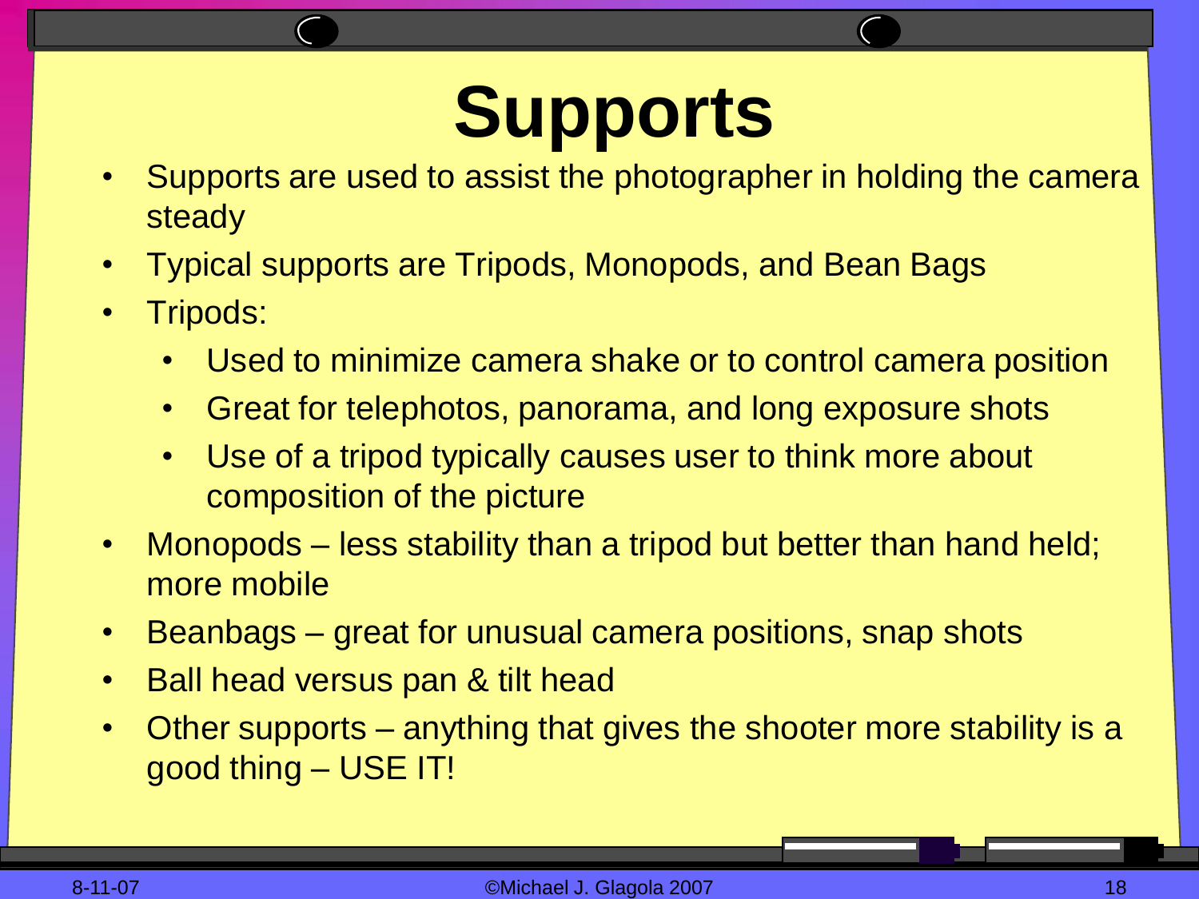# Supports

- Supports are used to assist the photographer in holding the camera steady
- Typical supports are Tripods, Monopods, and Bean Bags
- Tripods:
  - Used to minimize camera shake or to control camera position
  - Great for telephotos, panorama, and long exposure shots
  - Use of a tripod typically causes user to think more about composition of the picture
- Monopods – less stability than a tripod but better than hand held; more mobile
- Beanbags – great for unusual camera positions, snap shots
- Ball head versus pan & tilt head
- Other supports – anything that gives the shooter more stability is a good thing – USE IT!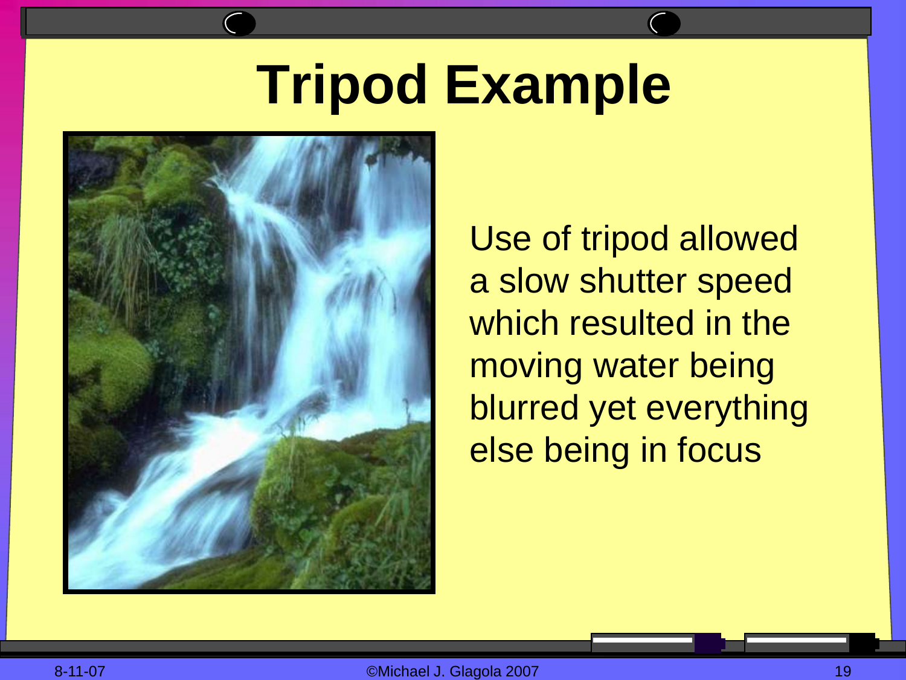# Tripod Example

Use of tripod allowed a slow shutter speed which resulted in the moving water being blurred yet everything else being in focus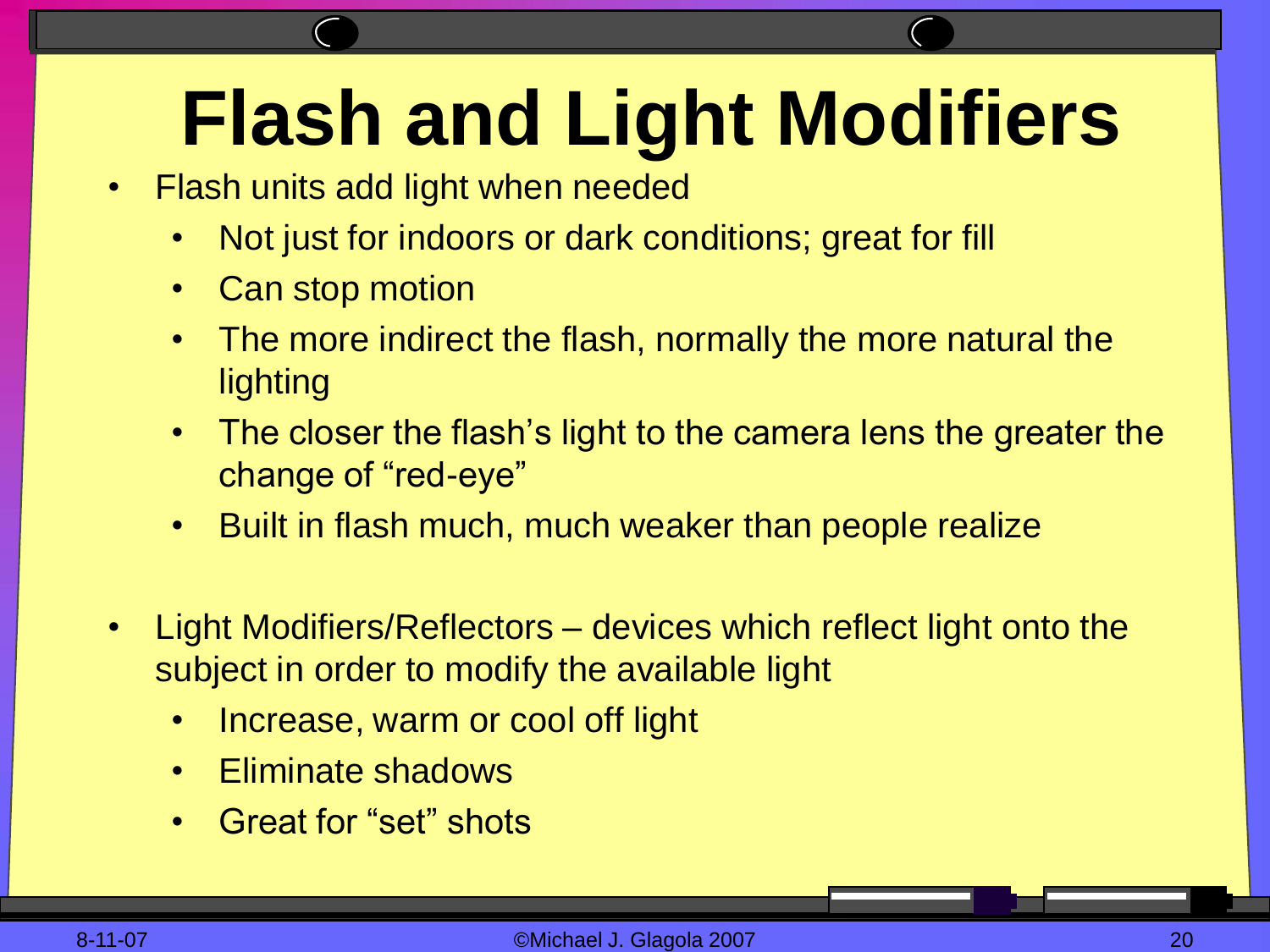# Flash and Light Modifiers

- Flash units add light when needed
  - Not just for indoors or dark conditions; great for fill
  - Can stop motion
  - The more indirect the flash, normally the more natural the lighting
  - The closer the flash's light to the camera lens the greater the change of "red-eye"
  - Built in flash much, much weaker than people realize
- Light Modifiers/Reflectors – devices which reflect light onto the subject in order to modify the available light
  - Increase, warm or cool off light
  - Eliminate shadows
  - Great for "set" shots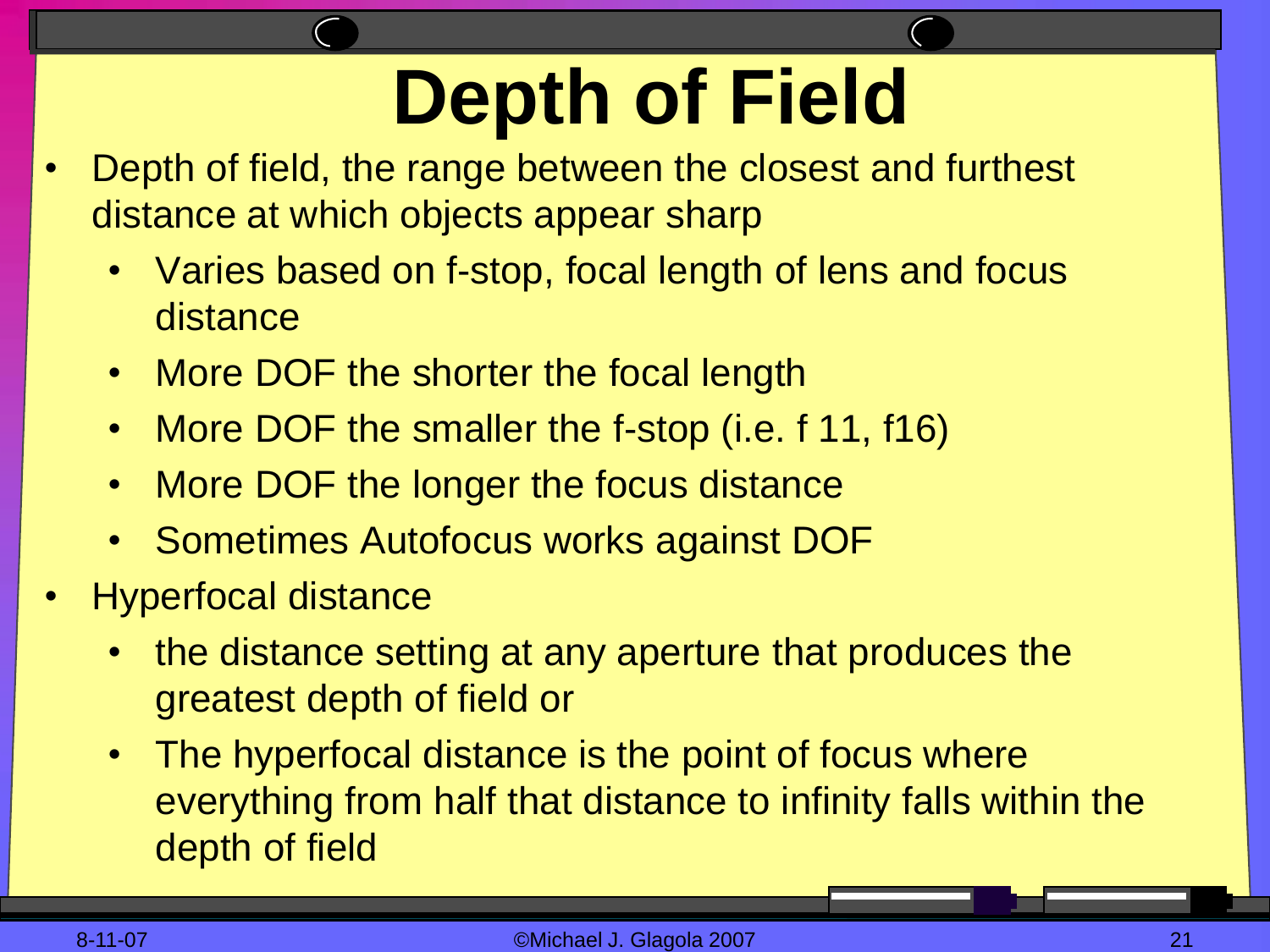# Depth of Field

- Depth of field, the range between the closest and furthest distance at which objects appear sharp
  - Varies based on f-stop, focal length of lens and focus distance
  - More DOF the shorter the focal length
  - More DOF the smaller the f-stop (i.e. f 11, f16)
  - More DOF the longer the focus distance
  - Sometimes Autofocus works against DOF
- Hyperfocal distance
  - the distance setting at any aperture that produces the greatest depth of field or
  - The hyperfocal distance is the point of focus where everything from half that distance to infinity falls within the depth of field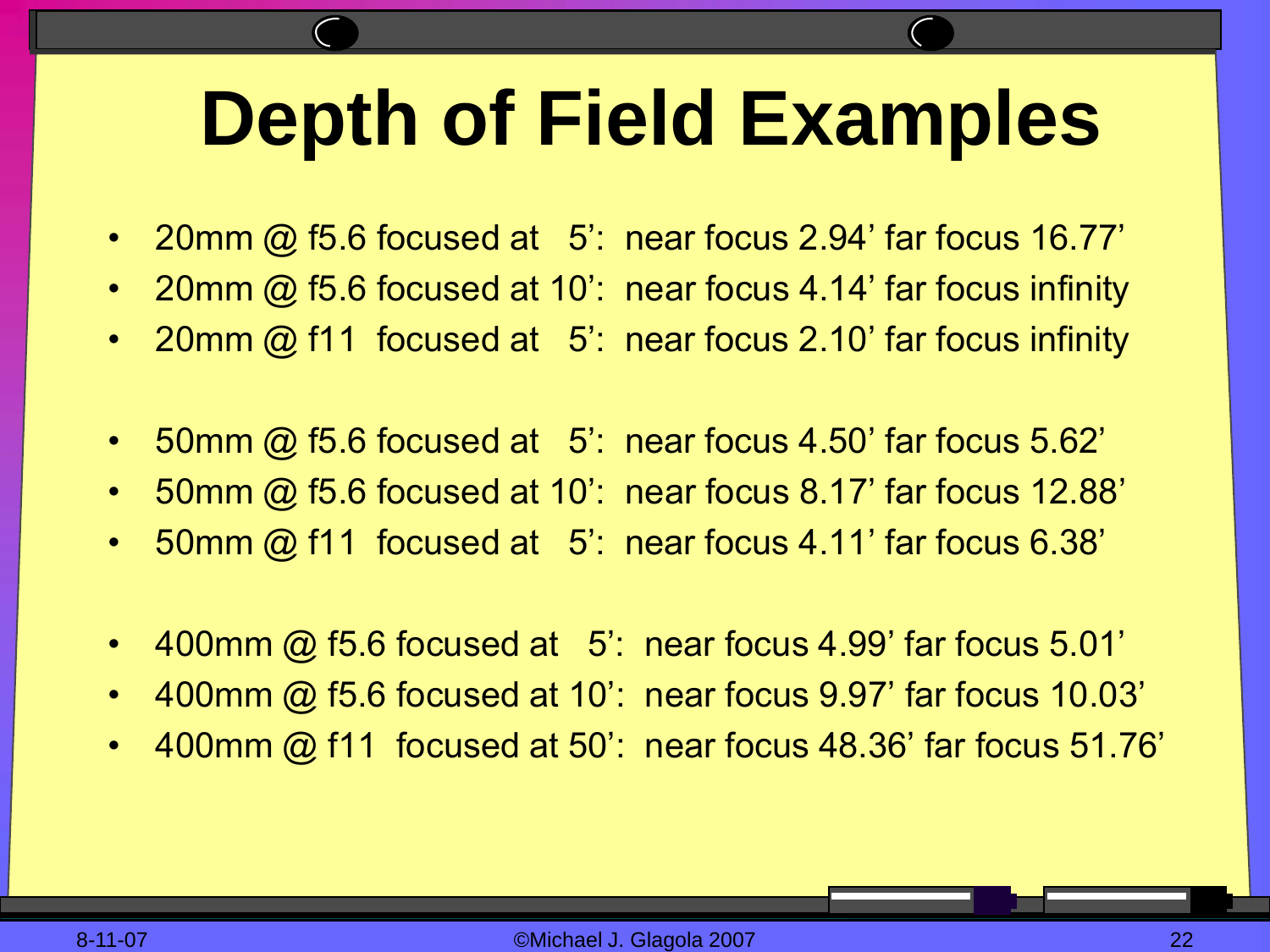# Depth of Field Examples

- 20mm @ f5.6 focused at 5’: near focus 2.94’ far focus 16.77’
- 20mm @ f5.6 focused at 10’: near focus 4.14’ far focus infinity
- 20mm @ f11 focused at 5’: near focus 2.10’ far focus infinity

- 50mm @ f5.6 focused at 5’: near focus 4.50’ far focus 5.62’
- 50mm @ f5.6 focused at 10’: near focus 8.17’ far focus 12.88’
- 50mm @ f11 focused at 5’: near focus 4.11’ far focus 6.38’

- 400mm @ f5.6 focused at 5’: near focus 4.99’ far focus 5.01’
- 400mm @ f5.6 focused at 10’: near focus 9.97’ far focus 10.03’
- 400mm @ f11 focused at 50’: near focus 48.36’ far focus 51.76’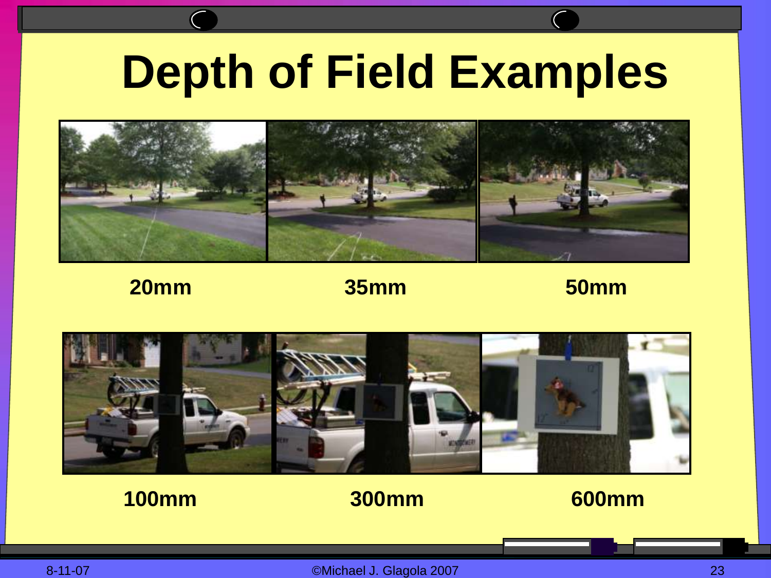# Depth of Field Examples

20mm

35mm

50mm

100mm

300mm

600mm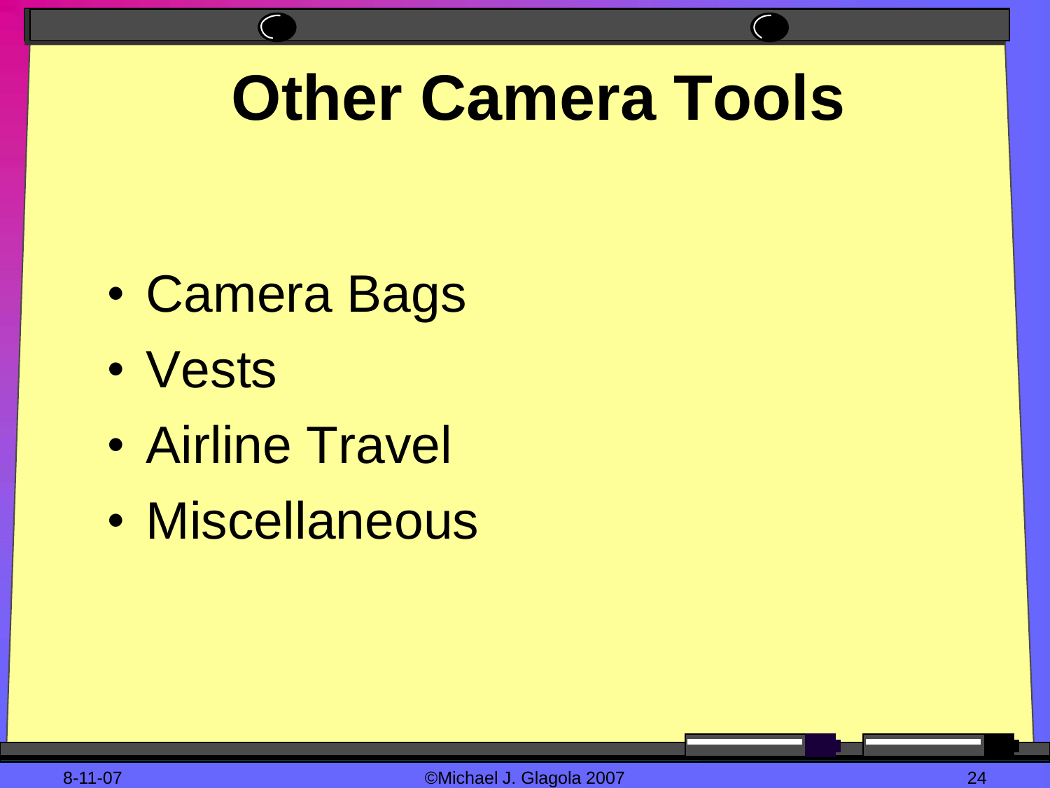# Other Camera Tools

- Camera Bags
- Vests
- Airline Travel
- Miscellaneous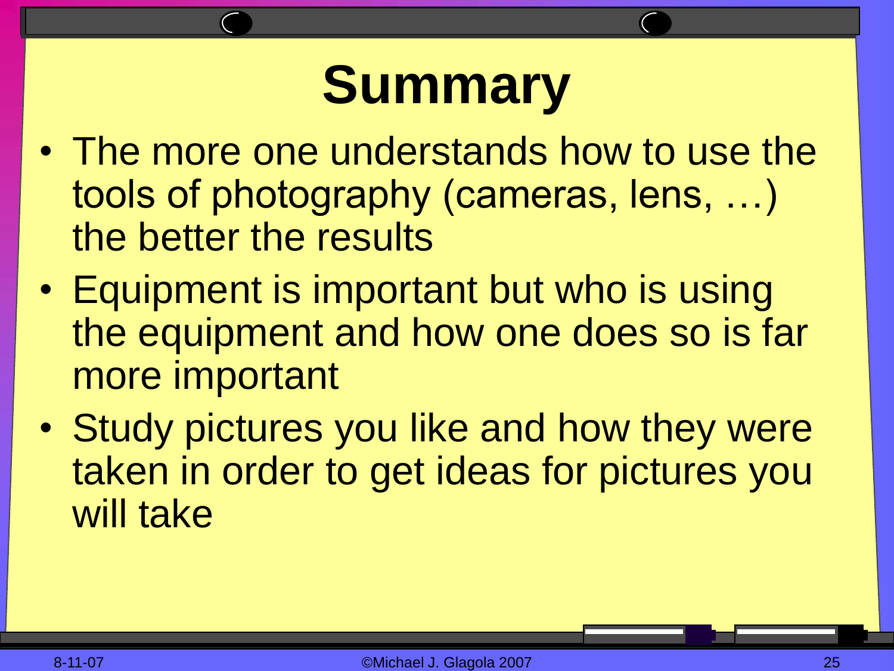# Summary

- The more one understands how to use the tools of photography (cameras, lens, …) the better the results
- Equipment is important but who is using the equipment and how one does so is far more important
- Study pictures you like and how they were taken in order to get ideas for pictures you will take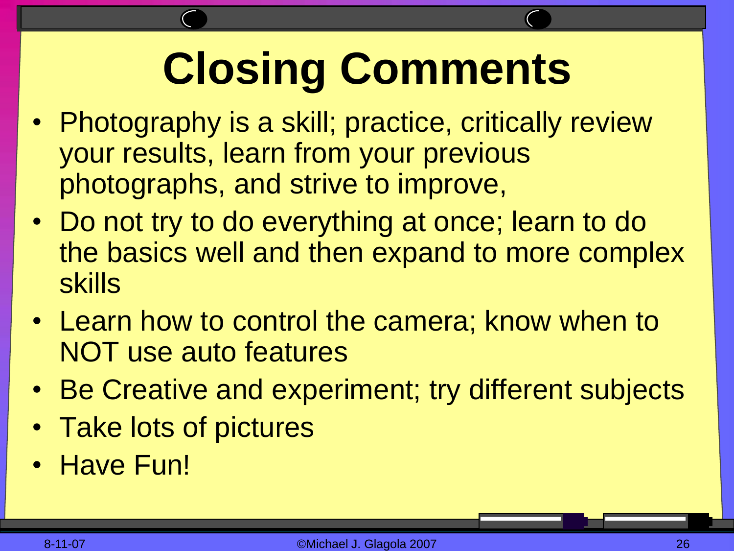# Closing Comments

- Photography is a skill; practice, critically review your results, learn from your previous photographs, and strive to improve,
- Do not try to do everything at once; learn to do the basics well and then expand to more complex skills
- Learn how to control the camera; know when to NOT use auto features
- Be Creative and experiment; try different subjects
- Take lots of pictures
- Have Fun!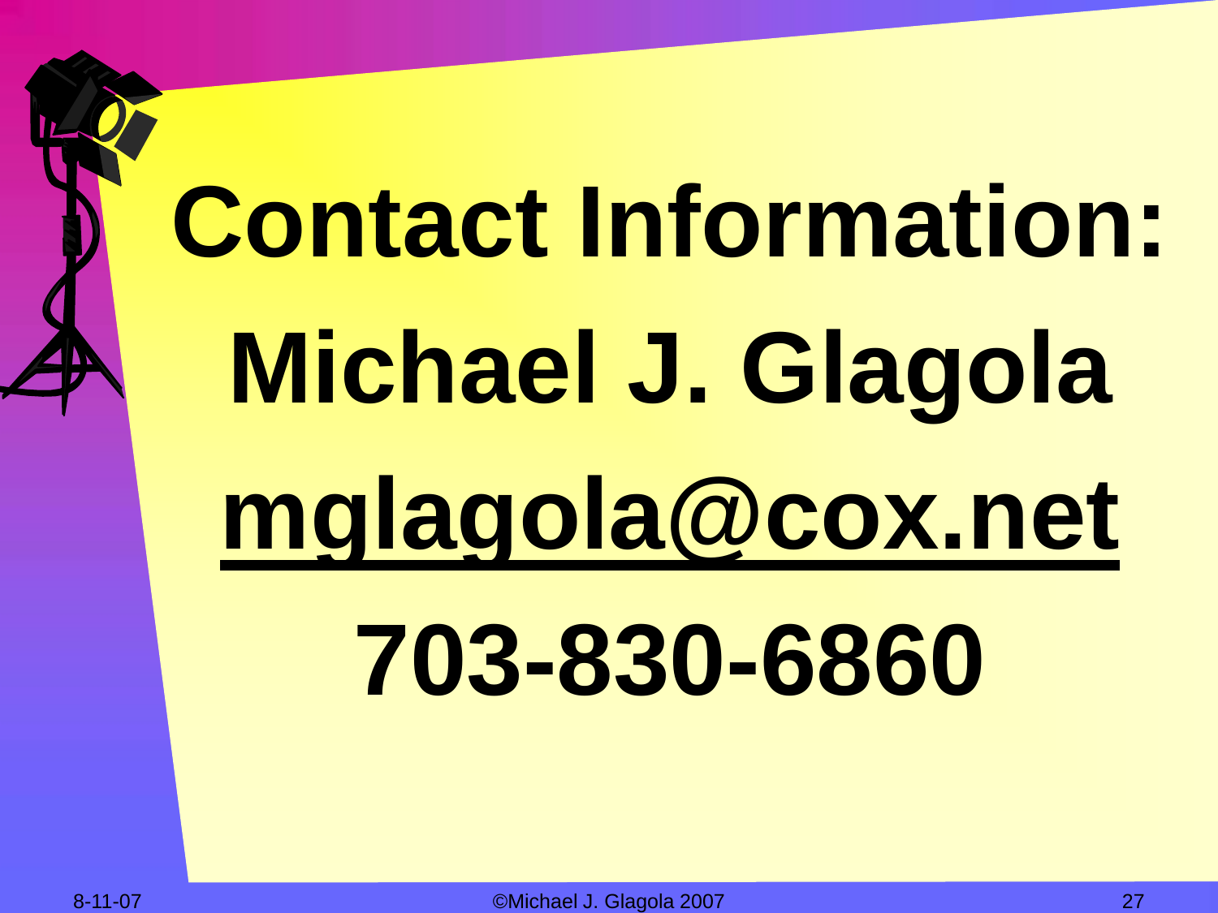# Contact Information:

**Michael J. Glagola**

**mglagola@cox.net**

**703-830-6860**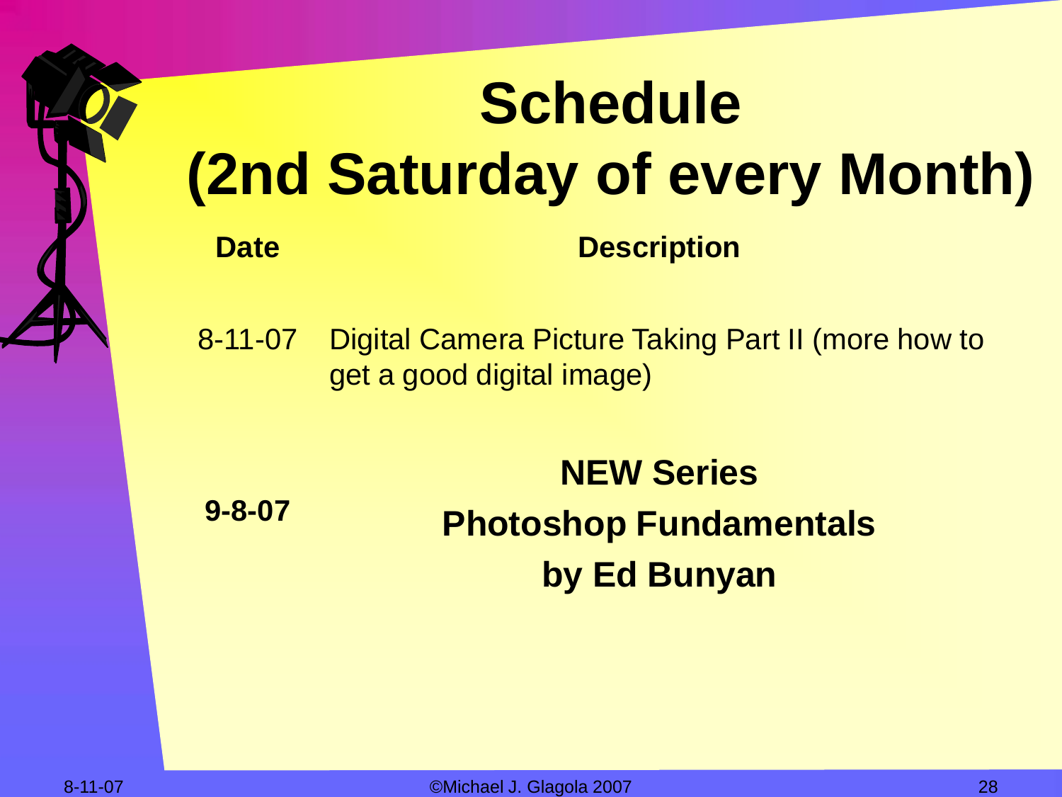# Schedule (2nd Saturday of every Month)

| Date | Description |
|---|---|
| 8-11-07 | Digital Camera Picture Taking Part II (more how to get a good digital image) |
| **9-8-07** | **NEW Series**<br>**Photoshop Fundamentals**<br>**by Ed Bunyan** |